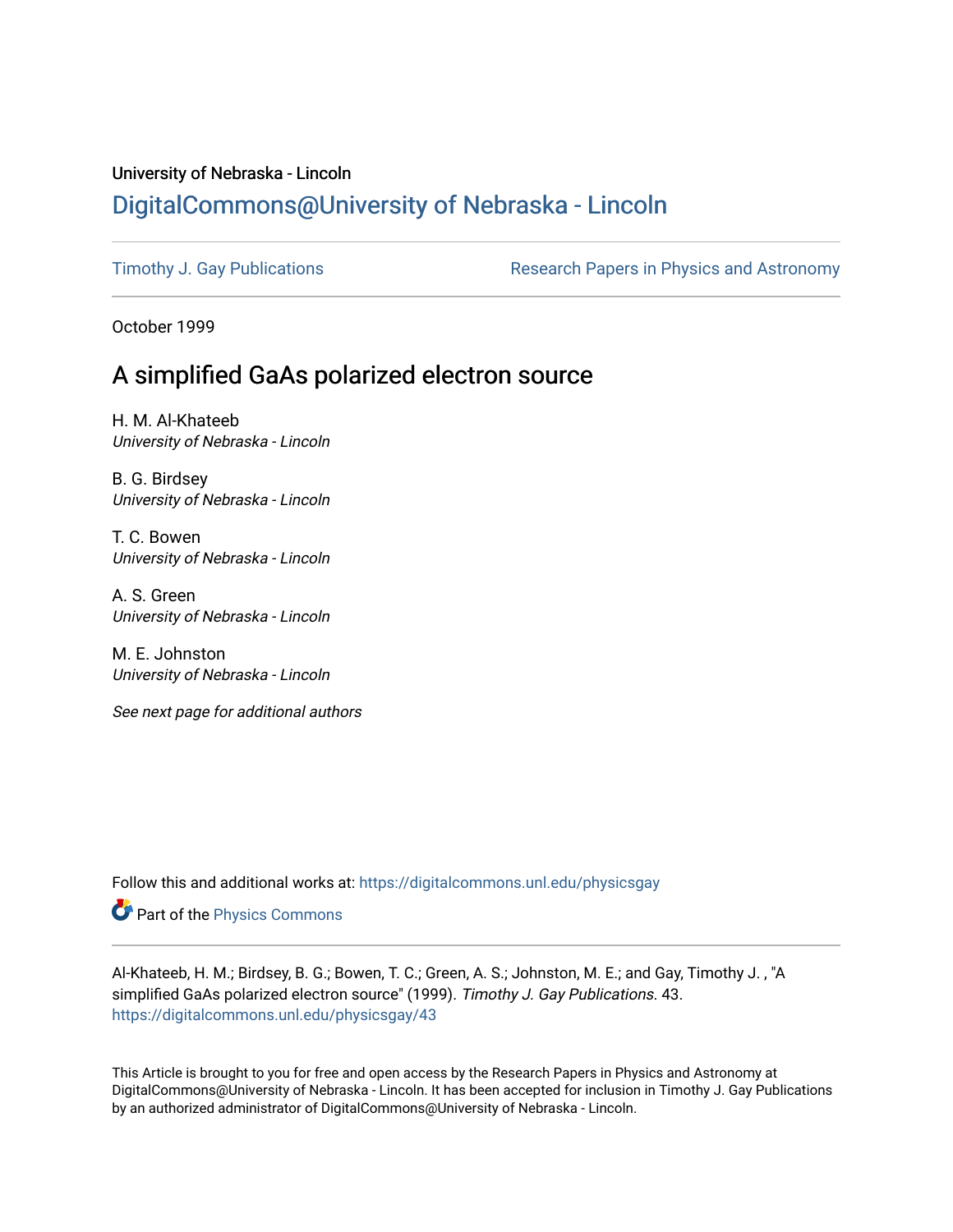University of Nebraska - Lincoln

# DigitalCommons@University of Nebraska - Lincoln

Timothy J. Gay Publications

Research Papers in Physics and Astronomy

October 1999

## A simplified GaAs polarized electron source

H. M. Al-Khateeb
*University of Nebraska - Lincoln*

B. G. Birdsey
*University of Nebraska - Lincoln*

T. C. Bowen
*University of Nebraska - Lincoln*

A. S. Green
*University of Nebraska - Lincoln*

M. E. Johnston
*University of Nebraska - Lincoln*

*See next page for additional authors*

Follow this and additional works at: https://digitalcommons.unl.edu/physicsgay

Part of the Physics Commons

Al-Khateeb, H. M.; Birdsey, B. G.; Bowen, T. C.; Green, A. S.; Johnston, M. E.; and Gay, Timothy J. , "A simplified GaAs polarized electron source" (1999). *Timothy J. Gay Publications*. 43.
https://digitalcommons.unl.edu/physicsgay/43

This Article is brought to you for free and open access by the Research Papers in Physics and Astronomy at DigitalCommons@University of Nebraska - Lincoln. It has been accepted for inclusion in Timothy J. Gay Publications by an authorized administrator of DigitalCommons@University of Nebraska - Lincoln.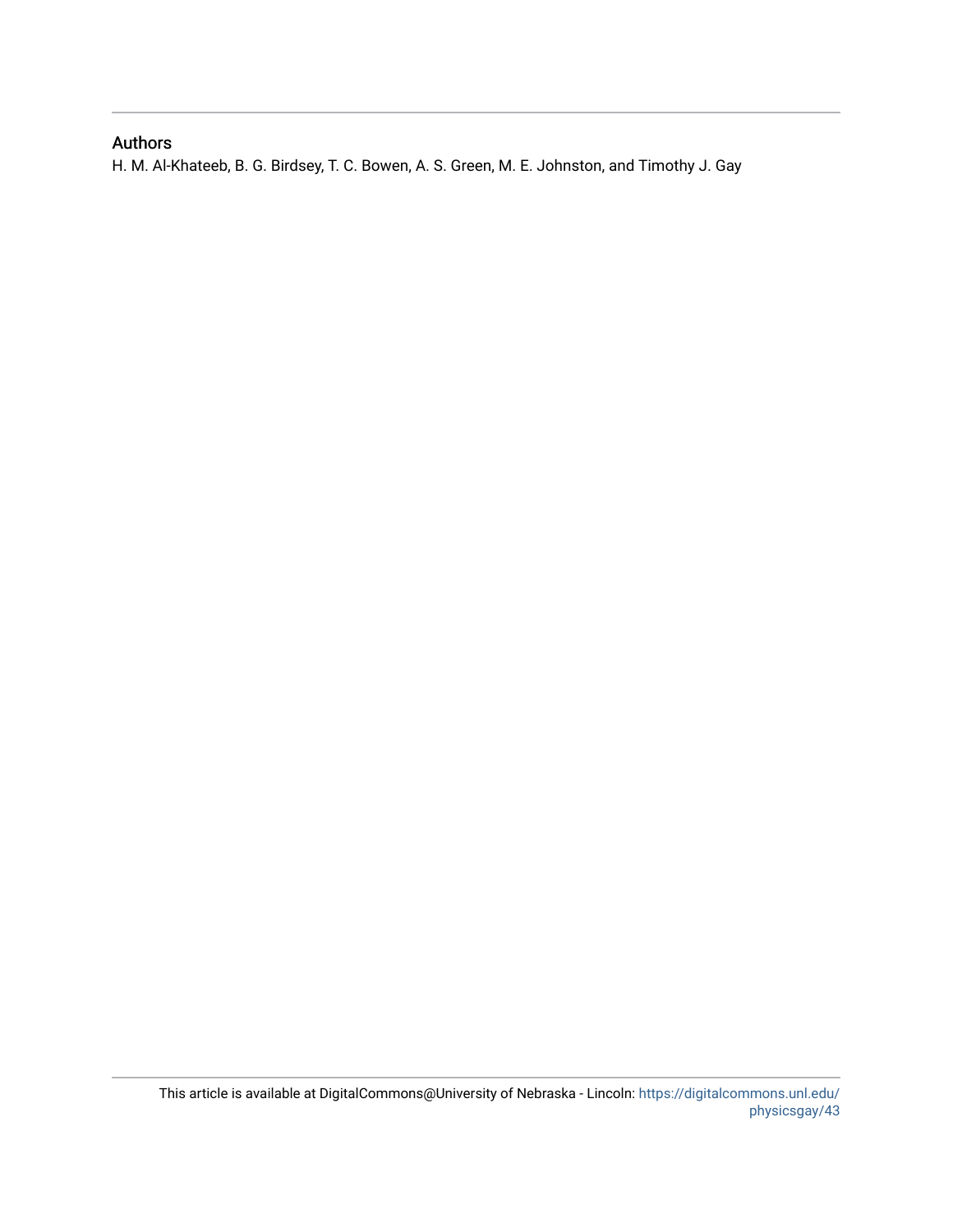## Authors

H. M. Al-Khateeb, B. G. Birdsey, T. C. Bowen, A. S. Green, M. E. Johnston, and Timothy J. Gay

This article is available at DigitalCommons@University of Nebraska - Lincoln: https://digitalcommons.unl.edu/physicsgay/43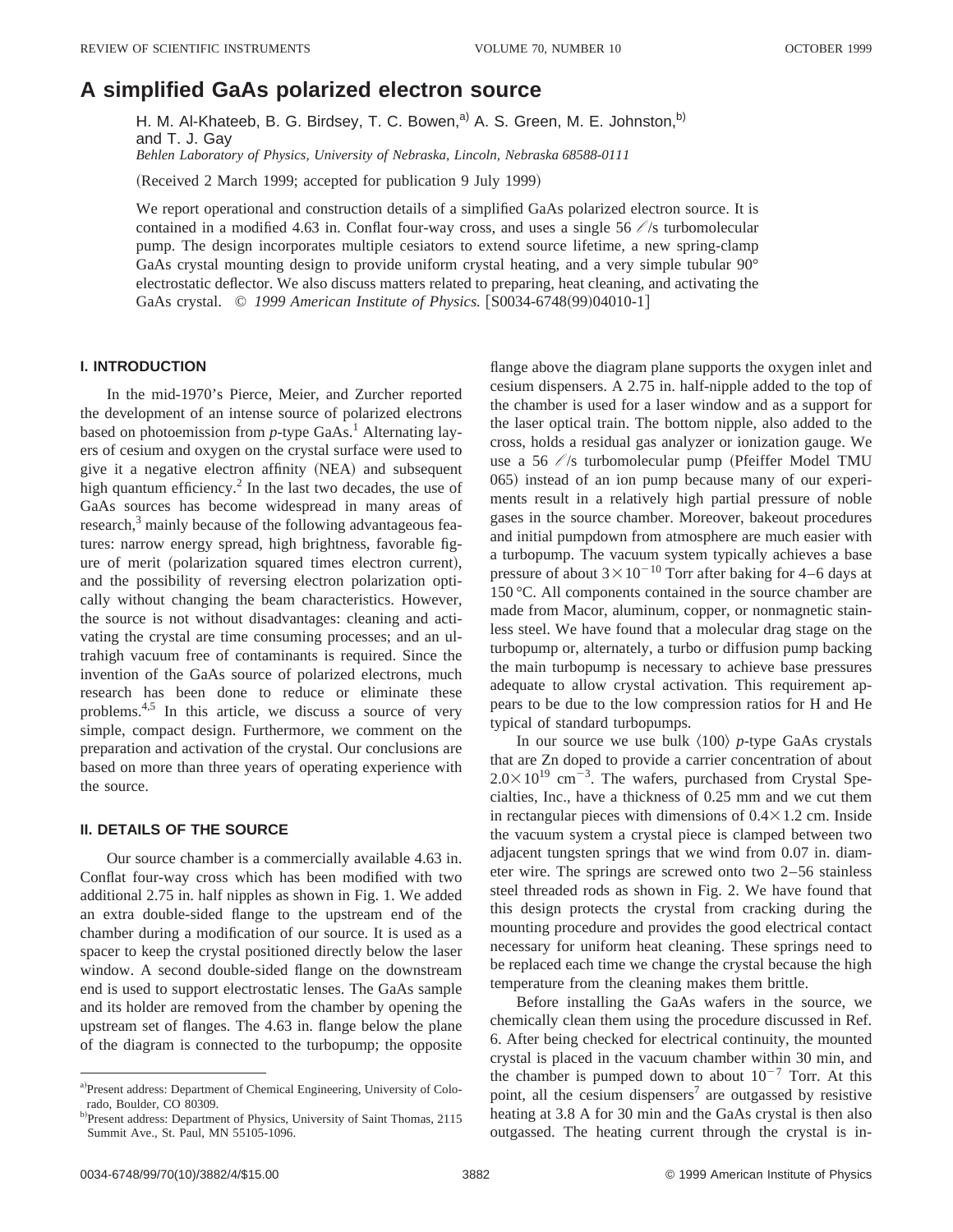# A simplified GaAs polarized electron source

H. M. Al-Khateeb, B. G. Birdsey, T. C. Bowen,[a] A. S. Green, M. E. Johnston,[b] and T. J. Gay

*Behlen Laboratory of Physics, University of Nebraska, Lincoln, Nebraska 68588-0111*

(Received 2 March 1999; accepted for publication 9 July 1999)

We report operational and construction details of a simplified GaAs polarized electron source. It is contained in a modified 4.63 in. Conflat four-way cross, and uses a single 56 ℓ/s turbomolecular pump. The design incorporates multiple cesiators to extend source lifetime, a new spring-clamp GaAs crystal mounting design to provide uniform crystal heating, and a very simple tubular 90° electrostatic deflector. We also discuss matters related to preparing, heat cleaning, and activating the GaAs crystal. © *1999 American Institute of Physics.* [S0034-6748(99)04010-1]

## I. INTRODUCTION

In the mid-1970's Pierce, Meier, and Zurcher reported the development of an intense source of polarized electrons based on photoemission from *p*-type GaAs.[1] Alternating layers of cesium and oxygen on the crystal surface were used to give it a negative electron affinity (NEA) and subsequent high quantum efficiency.[2] In the last two decades, the use of GaAs sources has become widespread in many areas of research,[3] mainly because of the following advantageous features: narrow energy spread, high brightness, favorable figure of merit (polarization squared times electron current), and the possibility of reversing electron polarization optically without changing the beam characteristics. However, the source is not without disadvantages: cleaning and activating the crystal are time consuming processes; and an ultrahigh vacuum free of contaminants is required. Since the invention of the GaAs source of polarized electrons, much research has been done to reduce or eliminate these problems.[4,5] In this article, we discuss a source of very simple, compact design. Furthermore, we comment on the preparation and activation of the crystal. Our conclusions are based on more than three years of operating experience with the source.

## II. DETAILS OF THE SOURCE

Our source chamber is a commercially available 4.63 in. Conflat four-way cross which has been modified with two additional 2.75 in. half nipples as shown in Fig. 1. We added an extra double-sided flange to the upstream end of the chamber during a modification of our source. It is used as a spacer to keep the crystal positioned directly below the laser window. A second double-sided flange on the downstream end is used to support electrostatic lenses. The GaAs sample and its holder are removed from the chamber by opening the upstream set of flanges. The 4.63 in. flange below the plane of the diagram is connected to the turbopump; the opposite flange above the diagram plane supports the oxygen inlet and cesium dispensers. A 2.75 in. half-nipple added to the top of the chamber is used for a laser window and as a support for the laser optical train. The bottom nipple, also added to the cross, holds a residual gas analyzer or ionization gauge. We use a 56 ℓ/s turbomolecular pump (Pfeiffer Model TMU 065) instead of an ion pump because many of our experiments result in a relatively high partial pressure of noble gases in the source chamber. Moreover, bakeout procedures and initial pumpdown from atmosphere are much easier with a turbopump. The vacuum system typically achieves a base pressure of about $3\times10^{-10}$ Torr after baking for 4–6 days at 150 °C. All components contained in the source chamber are made from Macor, aluminum, copper, or nonmagnetic stainless steel. We have found that a molecular drag stage on the turbopump or, alternately, a turbo or diffusion pump backing the main turbopump is necessary to achieve base pressures adequate to allow crystal activation. This requirement appears to be due to the low compression ratios for H and He typical of standard turbopumps.

In our source we use bulk ⟨100⟩ *p*-type GaAs crystals that are Zn doped to provide a carrier concentration of about $2.0\times10^{19}$ cm$^{-3}$. The wafers, purchased from Crystal Specialties, Inc., have a thickness of 0.25 mm and we cut them in rectangular pieces with dimensions of $0.4\times1.2$ cm. Inside the vacuum system a crystal piece is clamped between two adjacent tungsten springs that we wind from 0.07 in. diameter wire. The springs are screwed onto two 2–56 stainless steel threaded rods as shown in Fig. 2. We have found that this design protects the crystal from cracking during the mounting procedure and provides the good electrical contact necessary for uniform heat cleaning. These springs need to be replaced each time we change the crystal because the high temperature from the cleaning makes them brittle.

Before installing the GaAs wafers in the source, we chemically clean them using the procedure discussed in Ref. 6. After being checked for electrical continuity, the mounted crystal is placed in the vacuum chamber within 30 min, and the chamber is pumped down to about $10^{-7}$ Torr. At this point, all the cesium dispensers[7] are outgassed by resistive heating at 3.8 A for 30 min and the GaAs crystal is then also outgassed. The heating current through the crystal is in-

[a] Present address: Department of Chemical Engineering, University of Colorado, Boulder, CO 80309.

[b] Present address: Department of Physics, University of Saint Thomas, 2115 Summit Ave., St. Paul, MN 55105-1096.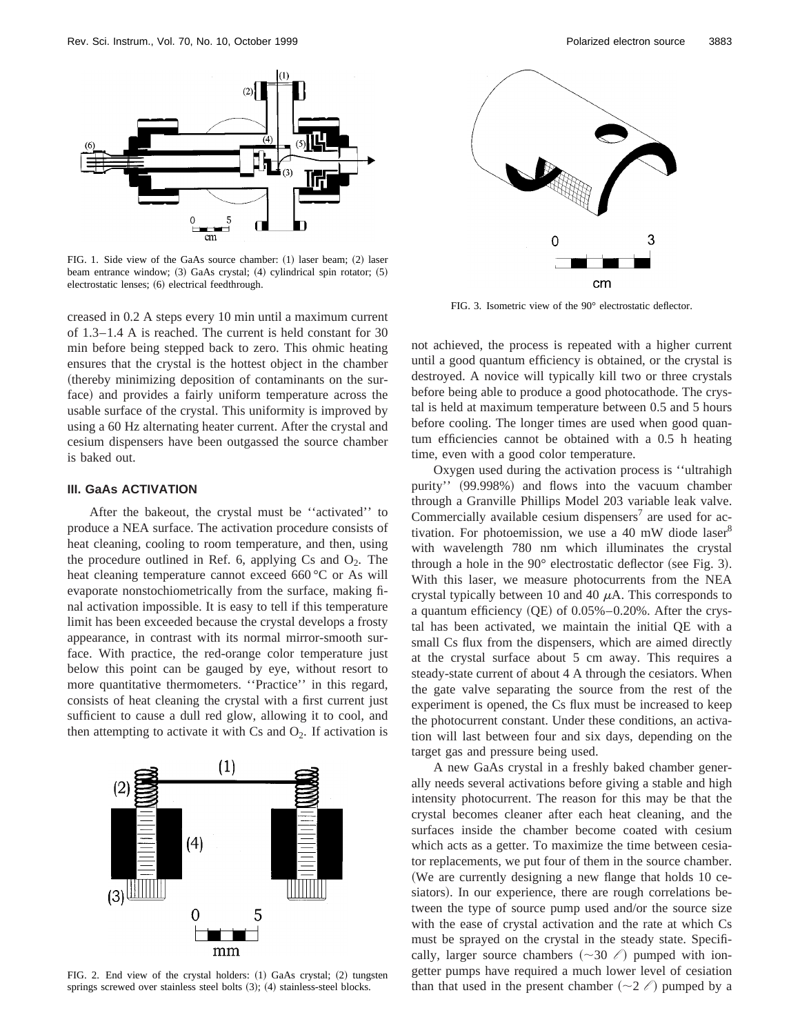FIG. 1. Side view of the GaAs source chamber: (1) laser beam; (2) laser beam entrance window; (3) GaAs crystal; (4) cylindrical spin rotator; (5) electrostatic lenses; (6) electrical feedthrough.

creased in 0.2 A steps every 10 min until a maximum current of 1.3–1.4 A is reached. The current is held constant for 30 min before being stepped back to zero. This ohmic heating ensures that the crystal is the hottest object in the chamber (thereby minimizing deposition of contaminants on the surface) and provides a fairly uniform temperature across the usable surface of the crystal. This uniformity is improved by using a 60 Hz alternating heater current. After the crystal and cesium dispensers have been outgassed the source chamber is baked out.

### III. GaAs ACTIVATION

After the bakeout, the crystal must be ''activated'' to produce a NEA surface. The activation procedure consists of heat cleaning, cooling to room temperature, and then, using the procedure outlined in Ref. 6, applying Cs and $O_2$. The heat cleaning temperature cannot exceed 660 °C or As will evaporate nonstochiometrically from the surface, making final activation impossible. It is easy to tell if this temperature limit has been exceeded because the crystal develops a frosty appearance, in contrast with its normal mirror-smooth surface. With practice, the red-orange color temperature just below this point can be gauged by eye, without resort to more quantitative thermometers. ''Practice'' in this regard, consists of heat cleaning the crystal with a first current just sufficient to cause a dull red glow, allowing it to cool, and then attempting to activate it with Cs and $O_2$. If activation is not achieved, the process is repeated with a higher current until a good quantum efficiency is obtained, or the crystal is destroyed. A novice will typically kill two or three crystals before being able to produce a good photocathode. The crystal is held at maximum temperature between 0.5 and 5 hours before cooling. The longer times are used when good quantum efficiencies cannot be obtained with a 0.5 h heating time, even with a good color temperature.

FIG. 2. End view of the crystal holders: (1) GaAs crystal; (2) tungsten springs screwed over stainless steel bolts (3); (4) stainless-steel blocks.

FIG. 3. Isometric view of the 90° electrostatic deflector.

Oxygen used during the activation process is ''ultrahigh purity'' (99.998%) and flows into the vacuum chamber through a Granville Phillips Model 203 variable leak valve. Commercially available cesium dispensers[7] are used for activation. For photoemission, we use a 40 mW diode laser[8] with wavelength 780 nm which illuminates the crystal through a hole in the 90° electrostatic deflector (see Fig. 3). With this laser, we measure photocurrents from the NEA crystal typically between 10 and 40 $\mu$A. This corresponds to a quantum efficiency (QE) of 0.05%–0.20%. After the crystal has been activated, we maintain the initial QE with a small Cs flux from the dispensers, which are aimed directly at the crystal surface about 5 cm away. This requires a steady-state current of about 4 A through the cesiators. When the gate valve separating the source from the rest of the experiment is opened, the Cs flux must be increased to keep the photocurrent constant. Under these conditions, an activation will last between four and six days, depending on the target gas and pressure being used.

A new GaAs crystal in a freshly baked chamber generally needs several activations before giving a stable and high intensity photocurrent. The reason for this may be that the crystal becomes cleaner after each heat cleaning, and the surfaces inside the chamber become coated with cesium which acts as a getter. To maximize the time between cesiator replacements, we put four of them in the source chamber. (We are currently designing a new flange that holds 10 cesiators). In our experience, there are rough correlations between the type of source pump used and/or the source size with the ease of crystal activation and the rate at which Cs must be sprayed on the crystal in the steady state. Specifically, larger source chambers (~30 ℓ) pumped with ion-getter pumps have required a much lower level of cesiation than that used in the present chamber (~2 ℓ) pumped by a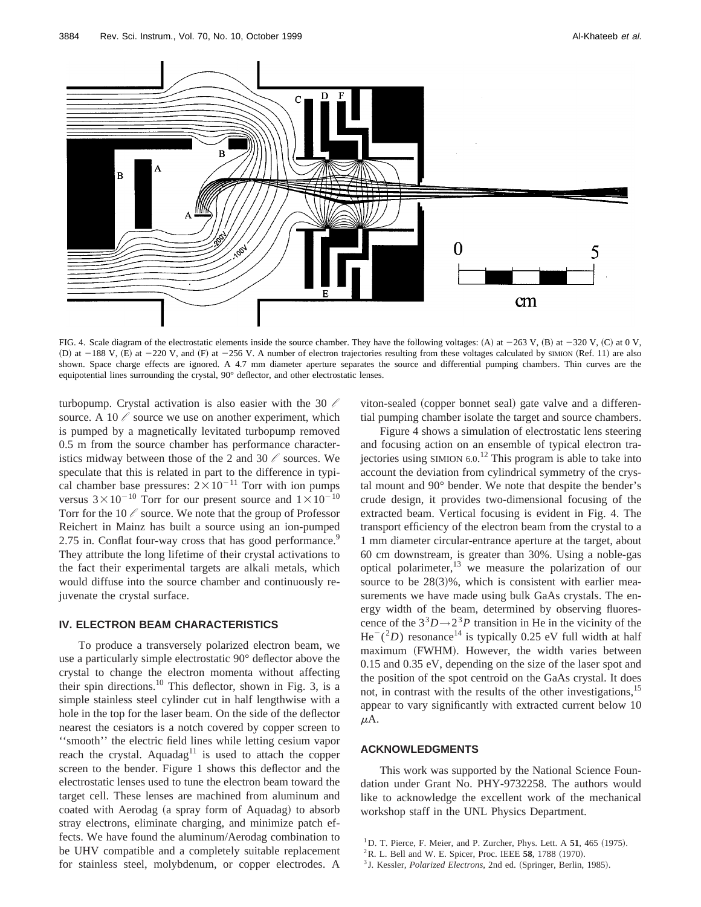FIG. 4. Scale diagram of the electrostatic elements inside the source chamber. They have the following voltages: (A) at −263 V, (B) at −320 V, (C) at 0 V, (D) at −188 V, (E) at −220 V, and (F) at −256 V. A number of electron trajectories resulting from these voltages calculated by SIMION (Ref. 11) are also shown. Space charge effects are ignored. A 4.7 mm diameter aperture separates the source and differential pumping chambers. Thin curves are the equipotential lines surrounding the crystal, 90° deflector, and other electrostatic lenses.

turbopump. Crystal activation is also easier with the 30 ℓ source. A 10 ℓ source we use on another experiment, which is pumped by a magnetically levitated turbopump removed 0.5 m from the source chamber has performance characteristics midway between those of the 2 and 30 ℓ sources. We speculate that this is related in part to the difference in typical chamber base pressures: $2\times10^{-11}$ Torr with ion pumps versus $3\times10^{-10}$ Torr for our present source and $1\times10^{-10}$ Torr for the 10 ℓ source. We note that the group of Professor Reichert in Mainz has built a source using an ion-pumped 2.75 in. Conflat four-way cross that has good performance.[9] They attribute the long lifetime of their crystal activations to the fact their experimental targets are alkali metals, which would diffuse into the source chamber and continuously rejuvenate the crystal surface.

## IV. ELECTRON BEAM CHARACTERISTICS

To produce a transversely polarized electron beam, we use a particularly simple electrostatic 90° deflector above the crystal to change the electron momenta without affecting their spin directions.[10] This deflector, shown in Fig. 3, is a simple stainless steel cylinder cut in half lengthwise with a hole in the top for the laser beam. On the side of the deflector nearest the cesiators is a notch covered by copper screen to ''smooth'' the electric field lines while letting cesium vapor reach the crystal. Aquadag[11] is used to attach the copper screen to the bender. Figure 1 shows this deflector and the electrostatic lenses used to tune the electron beam toward the target cell. These lenses are machined from aluminum and coated with Aerodag (a spray form of Aquadag) to absorb stray electrons, eliminate charging, and minimize patch effects. We have found the aluminum/Aerodag combination to be UHV compatible and a completely suitable replacement for stainless steel, molybdenum, or copper electrodes. A viton-sealed (copper bonnet seal) gate valve and a differential pumping chamber isolate the target and source chambers.

Figure 4 shows a simulation of electrostatic lens steering and focusing action on an ensemble of typical electron trajectories using SIMION 6.0.[12] This program is able to take into account the deviation from cylindrical symmetry of the crystal mount and 90° bender. We note that despite the bender's crude design, it provides two-dimensional focusing of the extracted beam. Vertical focusing is evident in Fig. 4. The transport efficiency of the electron beam from the crystal to a 1 mm diameter circular-entrance aperture at the target, about 60 cm downstream, is greater than 30%. Using a noble-gas optical polarimeter,[13] we measure the polarization of our source to be 28(3)%, which is consistent with earlier measurements we have made using bulk GaAs crystals. The energy width of the beam, determined by observing fluorescence of the $3^3D\rightarrow2^3P$ transition in He in the vicinity of the $He^-(^2D)$ resonance[14] is typically 0.25 eV full width at half maximum (FWHM). However, the width varies between 0.15 and 0.35 eV, depending on the size of the laser spot and the position of the spot centroid on the GaAs crystal. It does not, in contrast with the results of the other investigations,[15] appear to vary significantly with extracted current below 10 $\mu$A.

## ACKNOWLEDGMENTS

This work was supported by the National Science Foundation under Grant No. PHY-9732258. The authors would like to acknowledge the excellent work of the mechanical workshop staff in the UNL Physics Department.

[1] D. T. Pierce, F. Meier, and P. Zurcher, Phys. Lett. A **51**, 465 (1975).
[2] R. L. Bell and W. E. Spicer, Proc. IEEE **58**, 1788 (1970).
[3] J. Kessler, *Polarized Electrons*, 2nd ed. (Springer, Berlin, 1985).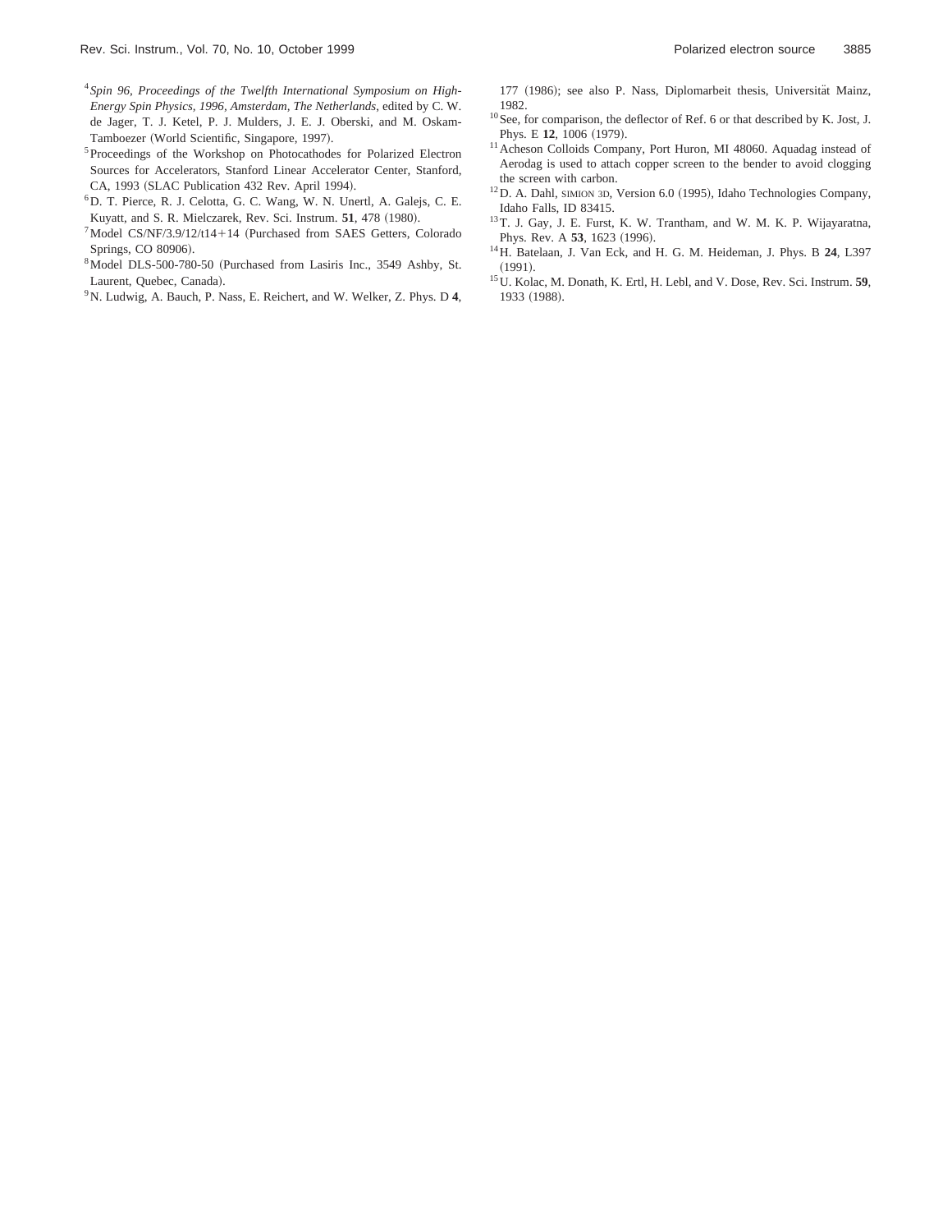[4] *Spin 96, Proceedings of the Twelfth International Symposium on High-Energy Spin Physics, 1996, Amsterdam, The Netherlands*, edited by C. W. de Jager, T. J. Ketel, P. J. Mulders, J. E. J. Oberski, and M. Oskam-Tamboezer (World Scientific, Singapore, 1997).

[5] Proceedings of the Workshop on Photocathodes for Polarized Electron Sources for Accelerators, Stanford Linear Accelerator Center, Stanford, CA, 1993 (SLAC Publication 432 Rev. April 1994).

[6] D. T. Pierce, R. J. Celotta, G. C. Wang, W. N. Unertl, A. Galejs, C. E. Kuyatt, and S. R. Mielczarek, Rev. Sci. Instrum. **51**, 478 (1980).

[7] Model CS/NF/3.9/12/t14+14 (Purchased from SAES Getters, Colorado Springs, CO 80906).

[8] Model DLS-500-780-50 (Purchased from Lasiris Inc., 3549 Ashby, St. Laurent, Quebec, Canada).

[9] N. Ludwig, A. Bauch, P. Nass, E. Reichert, and W. Welker, Z. Phys. D **4**, 177 (1986); see also P. Nass, Diplomarbeit thesis, Universität Mainz, 1982.

[10] See, for comparison, the deflector of Ref. 6 or that described by K. Jost, J. Phys. E **12**, 1006 (1979).

[11] Acheson Colloids Company, Port Huron, MI 48060. Aquadag instead of Aerodag is used to attach copper screen to the bender to avoid clogging the screen with carbon.

[12] D. A. Dahl, SIMION 3D, Version 6.0 (1995), Idaho Technologies Company, Idaho Falls, ID 83415.

[13] T. J. Gay, J. E. Furst, K. W. Trantham, and W. M. K. P. Wijayaratna, Phys. Rev. A **53**, 1623 (1996).

[14] H. Batelaan, J. Van Eck, and H. G. M. Heideman, J. Phys. B **24**, L397 (1991).

[15] U. Kolac, M. Donath, K. Ertl, H. Lebl, and V. Dose, Rev. Sci. Instrum. **59**, 1933 (1988).